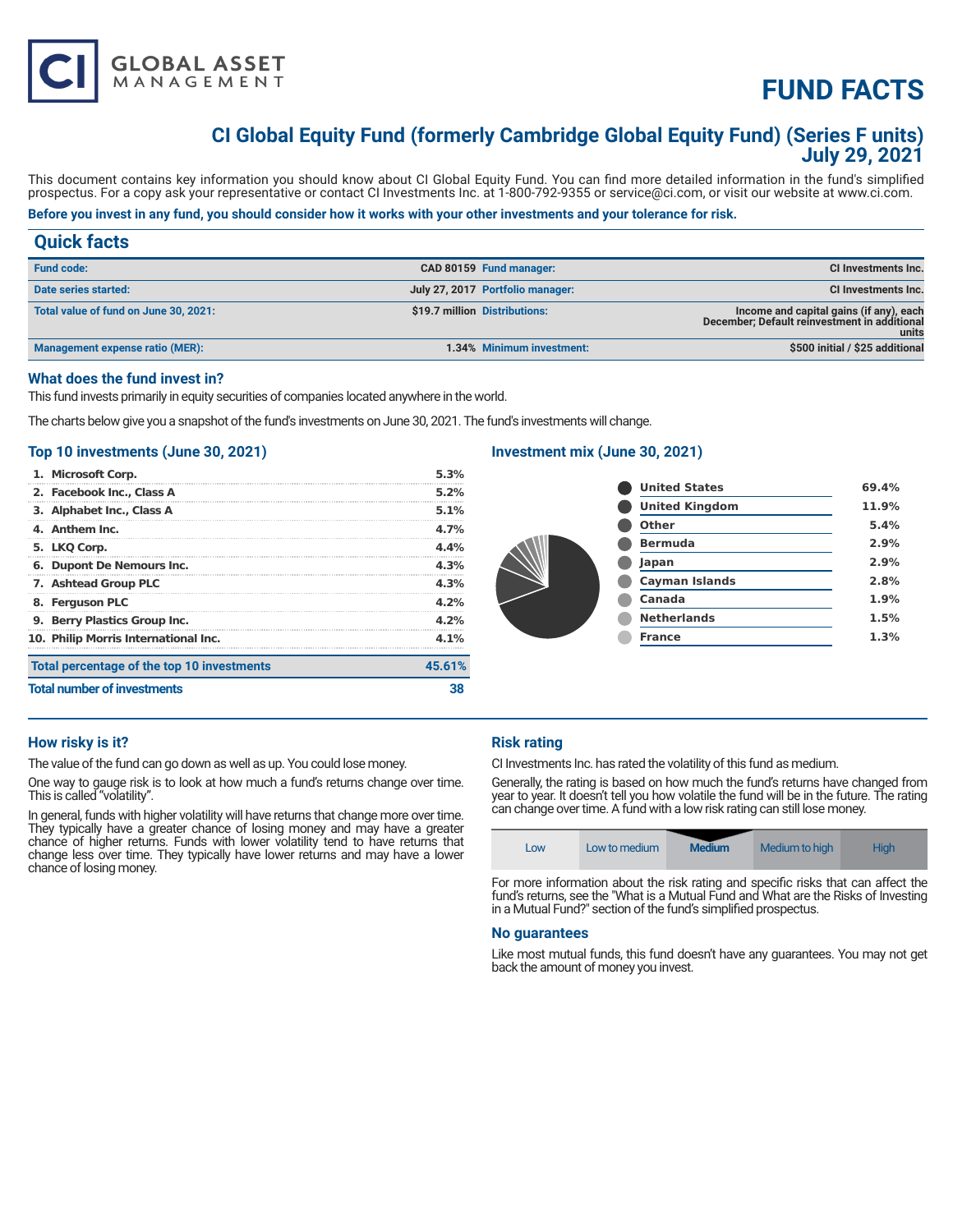CI GLOBAL ASSET MANAGEMENT

# FUND FACTS

## CI Global Equity Fund (formerly Cambridge Global Equity Fund) (Series F units)
## July 29, 2021

This document contains key information you should know about CI Global Equity Fund. You can find more detailed information in the fund's simplified prospectus. For a copy ask your representative or contact CI Investments Inc. at 1-800-792-9355 or service@ci.com, or visit our website at www.ci.com.

**Before you invest in any fund, you should consider how it works with your other investments and your tolerance for risk.**

## Quick facts

| | | | |
|---|---|---|---|
| **Fund code:** | CAD 80159 | **Fund manager:** | CI Investments Inc. |
| **Date series started:** | July 27, 2017 | **Portfolio manager:** | CI Investments Inc. |
| **Total value of fund on June 30, 2021:** | $19.7 million | **Distributions:** | Income and capital gains (if any), each December; Default reinvestment in additional units |
| **Management expense ratio (MER):** | 1.34% | **Minimum investment:** | $500 initial / $25 additional |

### What does the fund invest in?

This fund invests primarily in equity securities of companies located anywhere in the world.

The charts below give you a snapshot of the fund's investments on June 30, 2021. The fund's investments will change.

### Top 10 investments (June 30, 2021)

| | |
|---|---|
| 1. Microsoft Corp. | 5.3% |
| 2. Facebook Inc., Class A | 5.2% |
| 3. Alphabet Inc., Class A | 5.1% |
| 4. Anthem Inc. | 4.7% |
| 5. LKQ Corp. | 4.4% |
| 6. Dupont De Nemours Inc. | 4.3% |
| 7. Ashtead Group PLC | 4.3% |
| 8. Ferguson PLC | 4.2% |
| 9. Berry Plastics Group Inc. | 4.2% |
| 10. Philip Morris International Inc. | 4.1% |
| **Total percentage of the top 10 investments** | **45.61%** |
| **Total number of investments** | **38** |

### Investment mix (June 30, 2021)

| | |
|---|---|
| United States | 69.4% |
| United Kingdom | 11.9% |
| Other | 5.4% |
| Bermuda | 2.9% |
| Japan | 2.9% |
| Cayman Islands | 2.8% |
| Canada | 1.9% |
| Netherlands | 1.5% |
| France | 1.3% |

### How risky is it?

The value of the fund can go down as well as up. You could lose money.

One way to gauge risk is to look at how much a fund's returns change over time. This is called "volatility".

In general, funds with higher volatility will have returns that change more over time. They typically have a greater chance of losing money and may have a greater chance of higher returns. Funds with lower volatility tend to have returns that change less over time. They typically have lower returns and may have a lower chance of losing money.

### Risk rating

CI Investments Inc. has rated the volatility of this fund as medium.

Generally, the rating is based on how much the fund's returns have changed from year to year. It doesn't tell you how volatile the fund will be in the future. The rating can change over time. A fund with a low risk rating can still lose money.

| Low | Low to medium | **Medium** | Medium to high | High |
|---|---|---|---|---|

For more information about the risk rating and specific risks that can affect the fund's returns, see the "What is a Mutual Fund and What are the Risks of Investing in a Mutual Fund?" section of the fund's simplified prospectus.

### No guarantees

Like most mutual funds, this fund doesn't have any guarantees. You may not get back the amount of money you invest.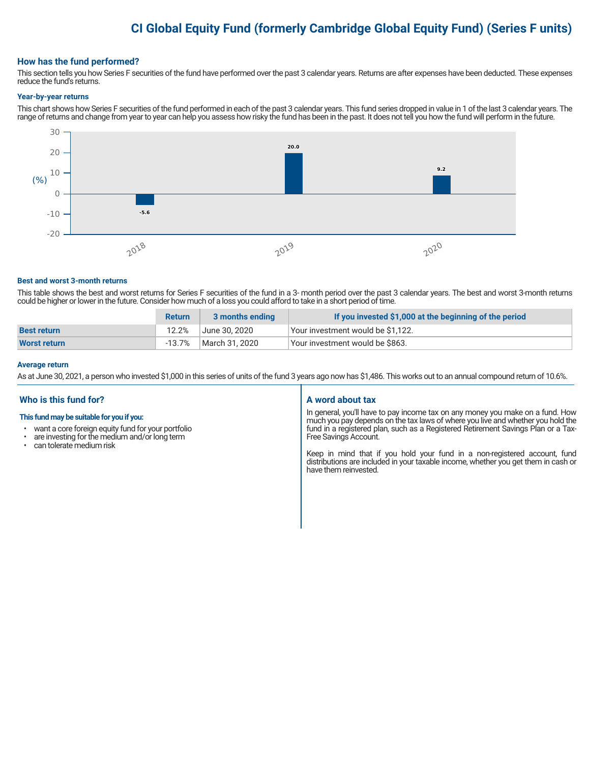# CI Global Equity Fund (formerly Cambridge Global Equity Fund) (Series F units)

## How has the fund performed?

This section tells you how Series F securities of the fund have performed over the past 3 calendar years. Returns are after expenses have been deducted. These expenses reduce the fund's returns.

### Year-by-year returns

This chart shows how Series F securities of the fund performed in each of the past 3 calendar years. This fund series dropped in value in 1 of the last 3 calendar years. The range of returns and change from year to year can help you assess how risky the fund has been in the past. It does not tell you how the fund will perform in the future.

| Year | Return (%) |
|---|---|
| 2018 | -5.6 |
| 2019 | 20.0 |
| 2020 | 9.2 |

### Best and worst 3-month returns

This table shows the best and worst returns for Series F securities of the fund in a 3- month period over the past 3 calendar years. The best and worst 3-month returns could be higher or lower in the future. Consider how much of a loss you could afford to take in a short period of time.

| | Return | 3 months ending | If you invested $1,000 at the beginning of the period |
|---|---|---|---|
| **Best return** | 12.2% | June 30, 2020 | Your investment would be $1,122. |
| **Worst return** | -13.7% | March 31, 2020 | Your investment would be $863. |

### Average return

As at June 30, 2021, a person who invested $1,000 in this series of units of the fund 3 years ago now has $1,486. This works out to an annual compound return of 10.6%.

## Who is this fund for?

**This fund may be suitable for you if you:**

- want a core foreign equity fund for your portfolio
- are investing for the medium and/or long term
- can tolerate medium risk

## A word about tax

In general, you'll have to pay income tax on any money you make on a fund. How much you pay depends on the tax laws of where you live and whether you hold the fund in a registered plan, such as a Registered Retirement Savings Plan or a Tax-Free Savings Account.

Keep in mind that if you hold your fund in a non-registered account, fund distributions are included in your taxable income, whether you get them in cash or have them reinvested.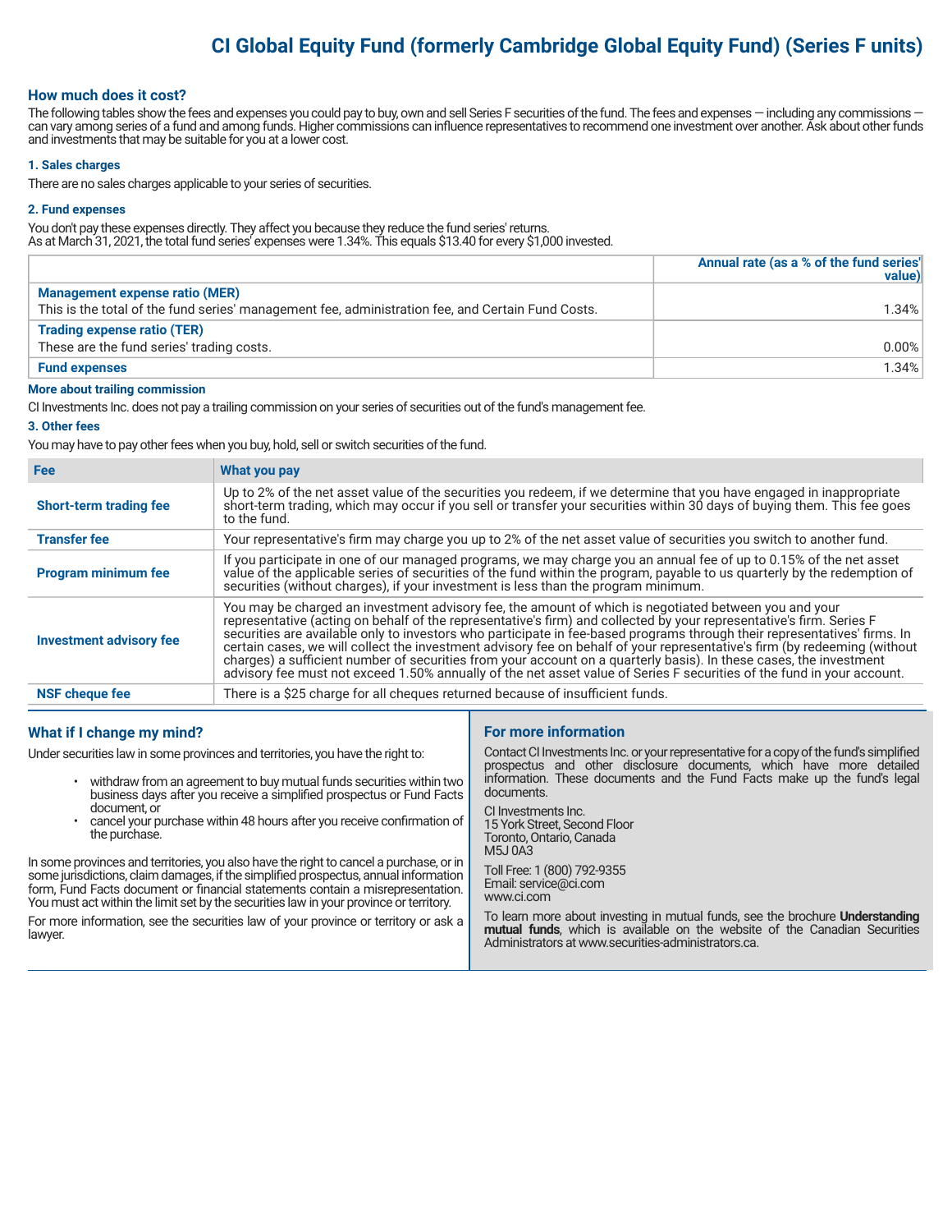# CI Global Equity Fund (formerly Cambridge Global Equity Fund) (Series F units)

## How much does it cost?

The following tables show the fees and expenses you could pay to buy, own and sell Series F securities of the fund. The fees and expenses — including any commissions — can vary among series of a fund and among funds. Higher commissions can influence representatives to recommend one investment over another. Ask about other funds and investments that may be suitable for you at a lower cost.

### 1. Sales charges

There are no sales charges applicable to your series of securities.

### 2. Fund expenses

You don't pay these expenses directly. They affect you because they reduce the fund series' returns.
As at March 31, 2021, the total fund series' expenses were 1.34%. This equals $13.40 for every $1,000 invested.

| | Annual rate (as a % of the fund series' value) |
|---|---|
| **Management expense ratio (MER)** This is the total of the fund series' management fee, administration fee, and Certain Fund Costs. | 1.34% |
| **Trading expense ratio (TER)** These are the fund series' trading costs. | 0.00% |
| **Fund expenses** | 1.34% |

#### More about trailing commission

CI Investments Inc. does not pay a trailing commission on your series of securities out of the fund's management fee.

### 3. Other fees

You may have to pay other fees when you buy, hold, sell or switch securities of the fund.

| Fee | What you pay |
|---|---|
| **Short-term trading fee** | Up to 2% of the net asset value of the securities you redeem, if we determine that you have engaged in inappropriate short-term trading, which may occur if you sell or transfer your securities within 30 days of buying them. This fee goes to the fund. |
| **Transfer fee** | Your representative's firm may charge you up to 2% of the net asset value of securities you switch to another fund. |
| **Program minimum fee** | If you participate in one of our managed programs, we may charge you an annual fee of up to 0.15% of the net asset value of the applicable series of securities of the fund within the program, payable to us quarterly by the redemption of securities (without charges), if your investment is less than the program minimum. |
| **Investment advisory fee** | You may be charged an investment advisory fee, the amount of which is negotiated between you and your representative (acting on behalf of the representative's firm) and collected by your representative's firm. Series F securities are available only to investors who participate in fee-based programs through their representatives' firms. In certain cases, we will collect the investment advisory fee on behalf of your representative's firm (by redeeming (without charges) a sufficient number of securities from your account on a quarterly basis). In these cases, the investment advisory fee must not exceed 1.50% annually of the net asset value of Series F securities of the fund in your account. |
| **NSF cheque fee** | There is a $25 charge for all cheques returned because of insufficient funds. |

## What if I change my mind?

Under securities law in some provinces and territories, you have the right to:

- withdraw from an agreement to buy mutual funds securities within two business days after you receive a simplified prospectus or Fund Facts document, or
- cancel your purchase within 48 hours after you receive confirmation of the purchase.

In some provinces and territories, you also have the right to cancel a purchase, or in some jurisdictions, claim damages, if the simplified prospectus, annual information form, Fund Facts document or financial statements contain a misrepresentation. You must act within the limit set by the securities law in your province or territory.

For more information, see the securities law of your province or territory or ask a lawyer.

## For more information

Contact CI Investments Inc. or your representative for a copy of the fund's simplified prospectus and other disclosure documents, which have more detailed information. These documents and the Fund Facts make up the fund's legal documents.

CI Investments Inc.
15 York Street, Second Floor
Toronto, Ontario, Canada
M5J 0A3

Toll Free: 1 (800) 792-9355
Email: service@ci.com
www.ci.com

To learn more about investing in mutual funds, see the brochure **Understanding mutual funds**, which is available on the website of the Canadian Securities Administrators at www.securities-administrators.ca.